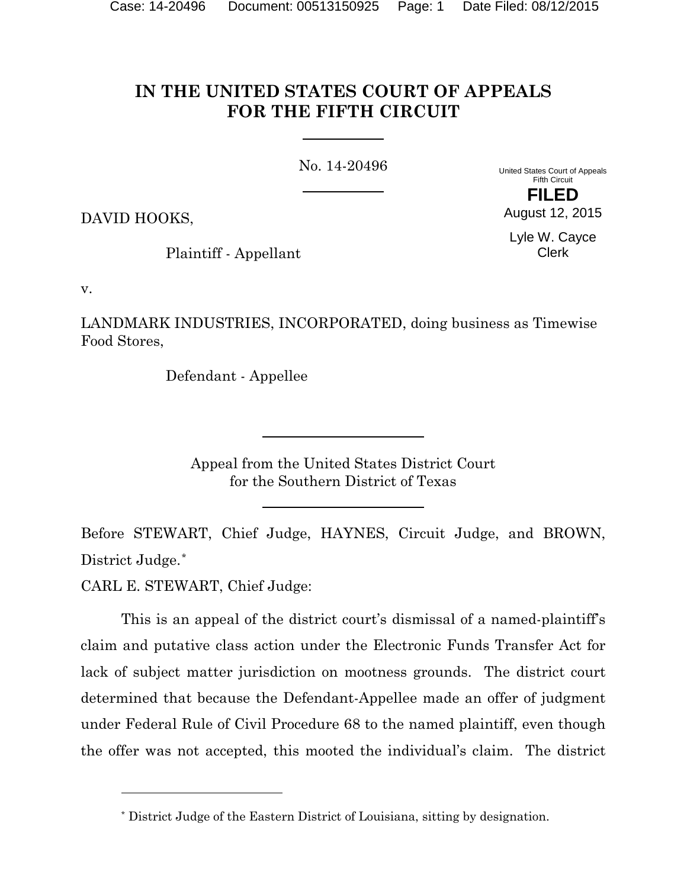# IN THE UNITED STATES COURT OF APPEALS FOR THE FIFTH CIRCUIT

No. 14-20496

United States Court of Appeals
Fifth Circuit

**FILED**

August 12, 2015

Lyle W. Cayce
Clerk

DAVID HOOKS,

Plaintiff - Appellant

v.

LANDMARK INDUSTRIES, INCORPORATED, doing business as Timewise Food Stores,

Defendant - Appellee

Appeal from the United States District Court
for the Southern District of Texas

Before STEWART, Chief Judge, HAYNES, Circuit Judge, and BROWN, District Judge.*

CARL E. STEWART, Chief Judge:

This is an appeal of the district court's dismissal of a named-plaintiff's claim and putative class action under the Electronic Funds Transfer Act for lack of subject matter jurisdiction on mootness grounds. The district court determined that because the Defendant-Appellee made an offer of judgment under Federal Rule of Civil Procedure 68 to the named plaintiff, even though the offer was not accepted, this mooted the individual's claim. The district

---

* District Judge of the Eastern District of Louisiana, sitting by designation.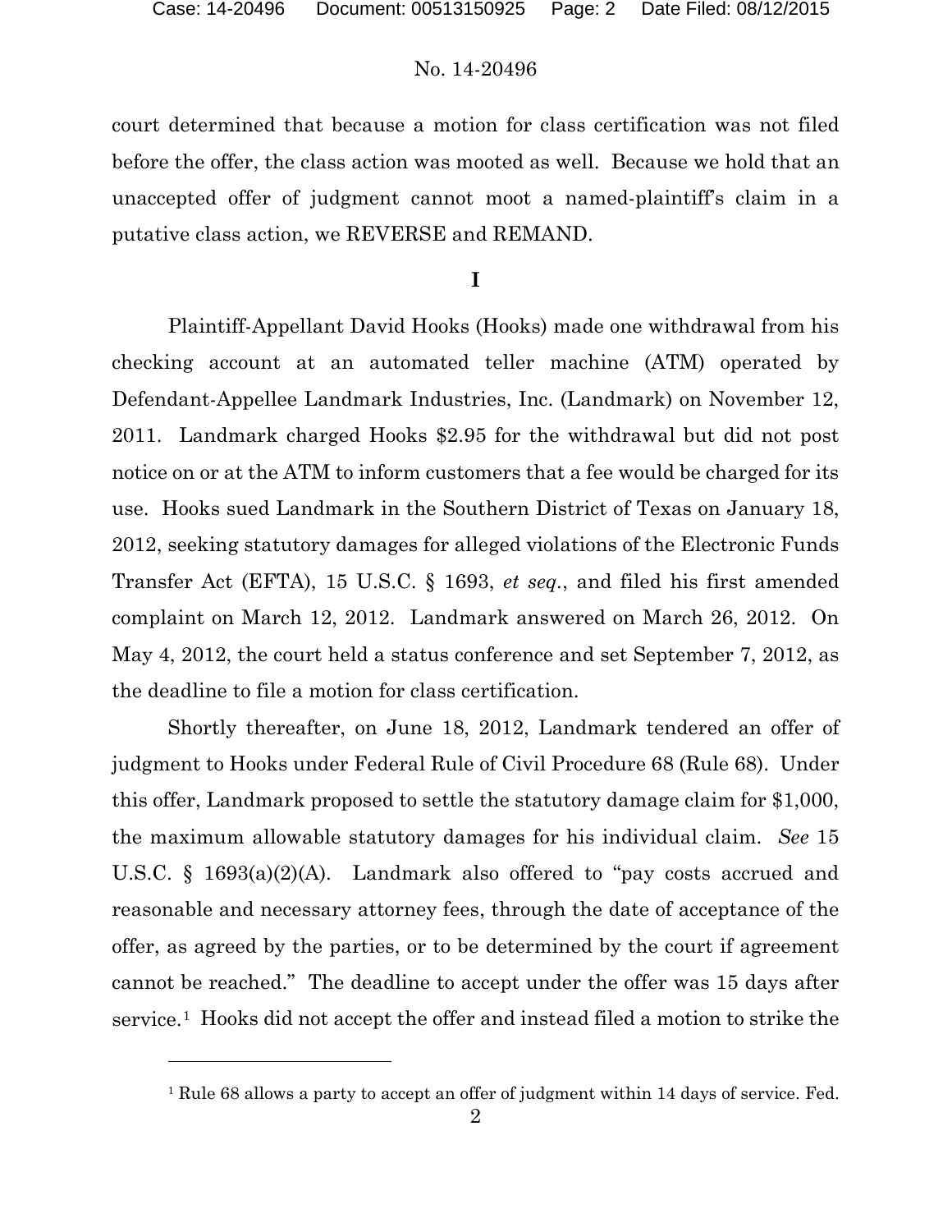court determined that because a motion for class certification was not filed before the offer, the class action was mooted as well. Because we hold that an unaccepted offer of judgment cannot moot a named-plaintiff's claim in a putative class action, we REVERSE and REMAND.

## I

Plaintiff-Appellant David Hooks (Hooks) made one withdrawal from his checking account at an automated teller machine (ATM) operated by Defendant-Appellee Landmark Industries, Inc. (Landmark) on November 12, 2011. Landmark charged Hooks $2.95 for the withdrawal but did not post notice on or at the ATM to inform customers that a fee would be charged for its use. Hooks sued Landmark in the Southern District of Texas on January 18, 2012, seeking statutory damages for alleged violations of the Electronic Funds Transfer Act (EFTA), 15 U.S.C. § 1693, *et seq.*, and filed his first amended complaint on March 12, 2012. Landmark answered on March 26, 2012. On May 4, 2012, the court held a status conference and set September 7, 2012, as the deadline to file a motion for class certification.

Shortly thereafter, on June 18, 2012, Landmark tendered an offer of judgment to Hooks under Federal Rule of Civil Procedure 68 (Rule 68). Under this offer, Landmark proposed to settle the statutory damage claim for $1,000, the maximum allowable statutory damages for his individual claim. *See* 15 U.S.C. § 1693(a)(2)(A). Landmark also offered to "pay costs accrued and reasonable and necessary attorney fees, through the date of acceptance of the offer, as agreed by the parties, or to be determined by the court if agreement cannot be reached." The deadline to accept under the offer was 15 days after service.[1] Hooks did not accept the offer and instead filed a motion to strike the

[1] Rule 68 allows a party to accept an offer of judgment within 14 days of service. Fed.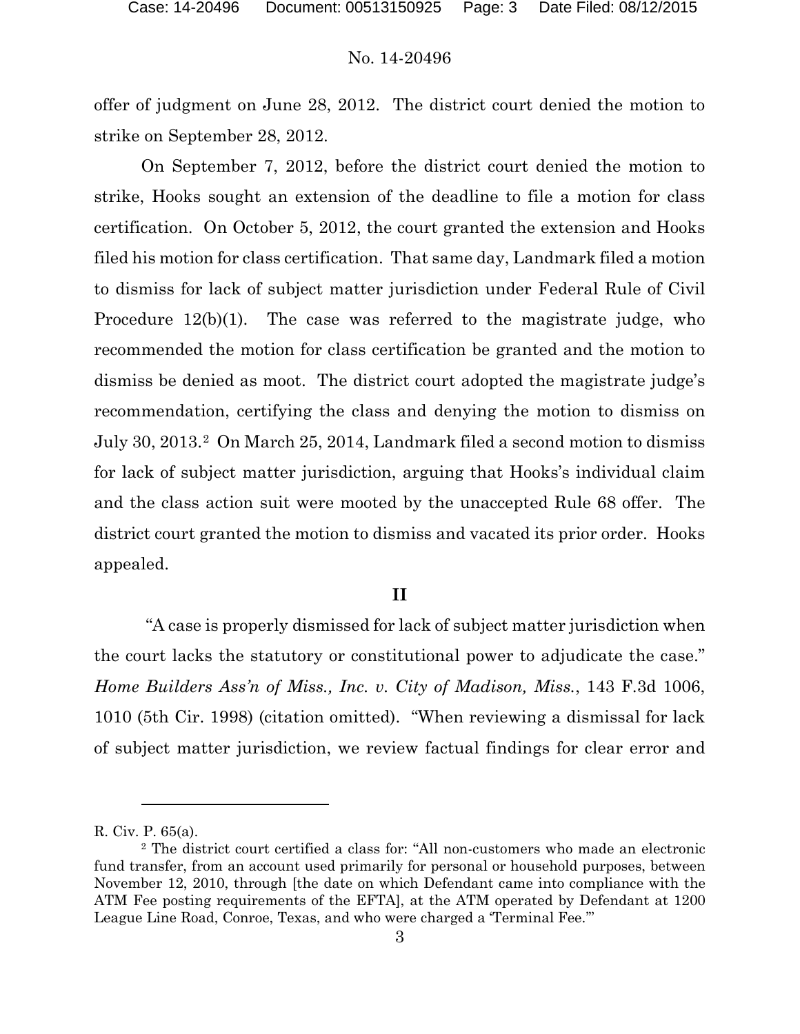offer of judgment on June 28, 2012. The district court denied the motion to strike on September 28, 2012.

On September 7, 2012, before the district court denied the motion to strike, Hooks sought an extension of the deadline to file a motion for class certification. On October 5, 2012, the court granted the extension and Hooks filed his motion for class certification. That same day, Landmark filed a motion to dismiss for lack of subject matter jurisdiction under Federal Rule of Civil Procedure 12(b)(1). The case was referred to the magistrate judge, who recommended the motion for class certification be granted and the motion to dismiss be denied as moot. The district court adopted the magistrate judge's recommendation, certifying the class and denying the motion to dismiss on July 30, 2013.[2] On March 25, 2014, Landmark filed a second motion to dismiss for lack of subject matter jurisdiction, arguing that Hooks's individual claim and the class action suit were mooted by the unaccepted Rule 68 offer. The district court granted the motion to dismiss and vacated its prior order. Hooks appealed.

## II

"A case is properly dismissed for lack of subject matter jurisdiction when the court lacks the statutory or constitutional power to adjudicate the case." *Home Builders Ass'n of Miss., Inc. v. City of Madison, Miss.*, 143 F.3d 1006, 1010 (5th Cir. 1998) (citation omitted). "When reviewing a dismissal for lack of subject matter jurisdiction, we review factual findings for clear error and

---

R. Civ. P. 65(a).

[2] The district court certified a class for: "All non-customers who made an electronic fund transfer, from an account used primarily for personal or household purposes, between November 12, 2010, through [the date on which Defendant came into compliance with the ATM Fee posting requirements of the EFTA], at the ATM operated by Defendant at 1200 League Line Road, Conroe, Texas, and who were charged a 'Terminal Fee.'"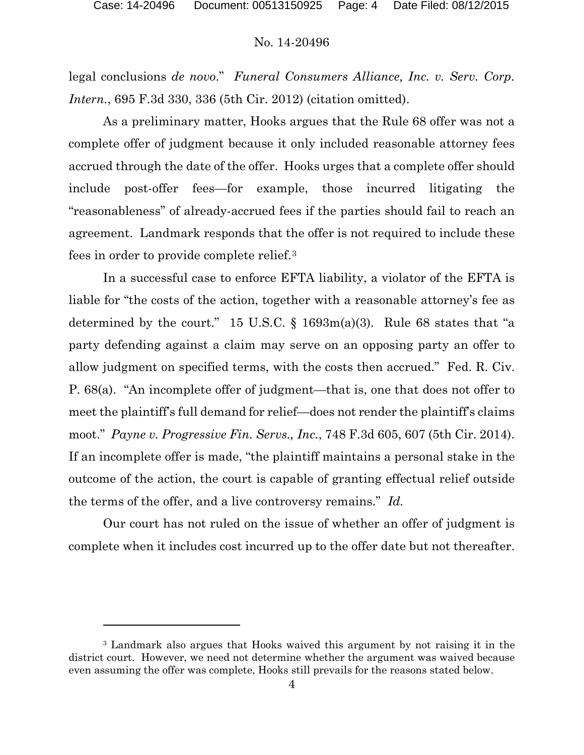legal conclusions *de novo*." *Funeral Consumers Alliance, Inc. v. Serv. Corp. Intern.*, 695 F.3d 330, 336 (5th Cir. 2012) (citation omitted).

As a preliminary matter, Hooks argues that the Rule 68 offer was not a complete offer of judgment because it only included reasonable attorney fees accrued through the date of the offer. Hooks urges that a complete offer should include post-offer fees—for example, those incurred litigating the "reasonableness" of already-accrued fees if the parties should fail to reach an agreement. Landmark responds that the offer is not required to include these fees in order to provide complete relief.[3]

In a successful case to enforce EFTA liability, a violator of the EFTA is liable for "the costs of the action, together with a reasonable attorney's fee as determined by the court." 15 U.S.C. § 1693m(a)(3). Rule 68 states that "a party defending against a claim may serve on an opposing party an offer to allow judgment on specified terms, with the costs then accrued." Fed. R. Civ. P. 68(a). "An incomplete offer of judgment—that is, one that does not offer to meet the plaintiff's full demand for relief—does not render the plaintiff's claims moot." *Payne v. Progressive Fin. Servs., Inc.*, 748 F.3d 605, 607 (5th Cir. 2014). If an incomplete offer is made, "the plaintiff maintains a personal stake in the outcome of the action, the court is capable of granting effectual relief outside the terms of the offer, and a live controversy remains." *Id.*

Our court has not ruled on the issue of whether an offer of judgment is complete when it includes cost incurred up to the offer date but not thereafter.

---

[3] Landmark also argues that Hooks waived this argument by not raising it in the district court. However, we need not determine whether the argument was waived because even assuming the offer was complete, Hooks still prevails for the reasons stated below.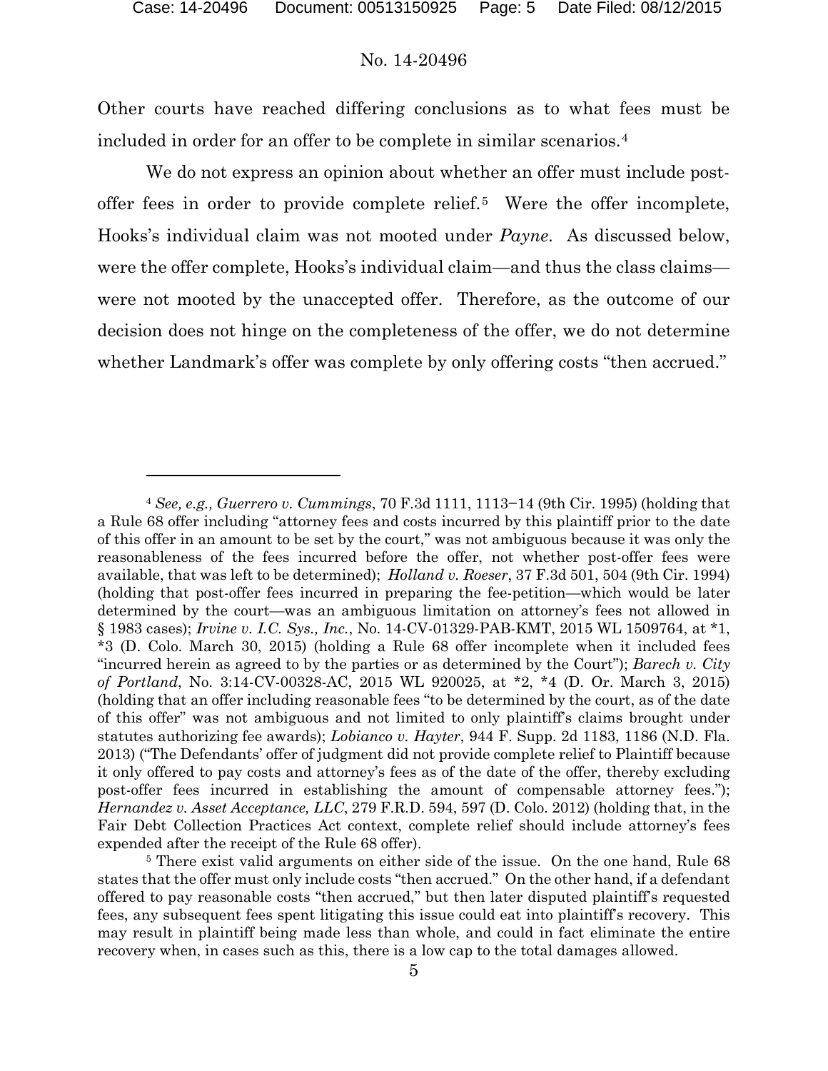Other courts have reached differing conclusions as to what fees must be included in order for an offer to be complete in similar scenarios.[4]

We do not express an opinion about whether an offer must include post-offer fees in order to provide complete relief.[5] Were the offer incomplete, Hooks's individual claim was not mooted under *Payne*. As discussed below, were the offer complete, Hooks's individual claim—and thus the class claims—were not mooted by the unaccepted offer. Therefore, as the outcome of our decision does not hinge on the completeness of the offer, we do not determine whether Landmark's offer was complete by only offering costs "then accrued."

---

[4] *See, e.g., Guerrero v. Cummings*, 70 F.3d 1111, 1113−14 (9th Cir. 1995) (holding that a Rule 68 offer including "attorney fees and costs incurred by this plaintiff prior to the date of this offer in an amount to be set by the court," was not ambiguous because it was only the reasonableness of the fees incurred before the offer, not whether post-offer fees were available, that was left to be determined); *Holland v. Roeser*, 37 F.3d 501, 504 (9th Cir. 1994) (holding that post-offer fees incurred in preparing the fee-petition—which would be later determined by the court—was an ambiguous limitation on attorney's fees not allowed in § 1983 cases); *Irvine v. I.C. Sys., Inc.*, No. 14-CV-01329-PAB-KMT, 2015 WL 1509764, at *1, *3 (D. Colo. March 30, 2015) (holding a Rule 68 offer incomplete when it included fees "incurred herein as agreed to by the parties or as determined by the Court"); *Barech v. City of Portland*, No. 3:14-CV-00328-AC, 2015 WL 920025, at *2, *4 (D. Or. March 3, 2015) (holding that an offer including reasonable fees "to be determined by the court, as of the date of this offer" was not ambiguous and not limited to only plaintiff's claims brought under statutes authorizing fee awards); *Lobianco v. Hayter*, 944 F. Supp. 2d 1183, 1186 (N.D. Fla. 2013) ("The Defendants' offer of judgment did not provide complete relief to Plaintiff because it only offered to pay costs and attorney's fees as of the date of the offer, thereby excluding post-offer fees incurred in establishing the amount of compensable attorney fees."); *Hernandez v. Asset Acceptance, LLC*, 279 F.R.D. 594, 597 (D. Colo. 2012) (holding that, in the Fair Debt Collection Practices Act context, complete relief should include attorney's fees expended after the receipt of the Rule 68 offer).

[5] There exist valid arguments on either side of the issue. On the one hand, Rule 68 states that the offer must only include costs "then accrued." On the other hand, if a defendant offered to pay reasonable costs "then accrued," but then later disputed plaintiff's requested fees, any subsequent fees spent litigating this issue could eat into plaintiff's recovery. This may result in plaintiff being made less than whole, and could in fact eliminate the entire recovery when, in cases such as this, there is a low cap to the total damages allowed.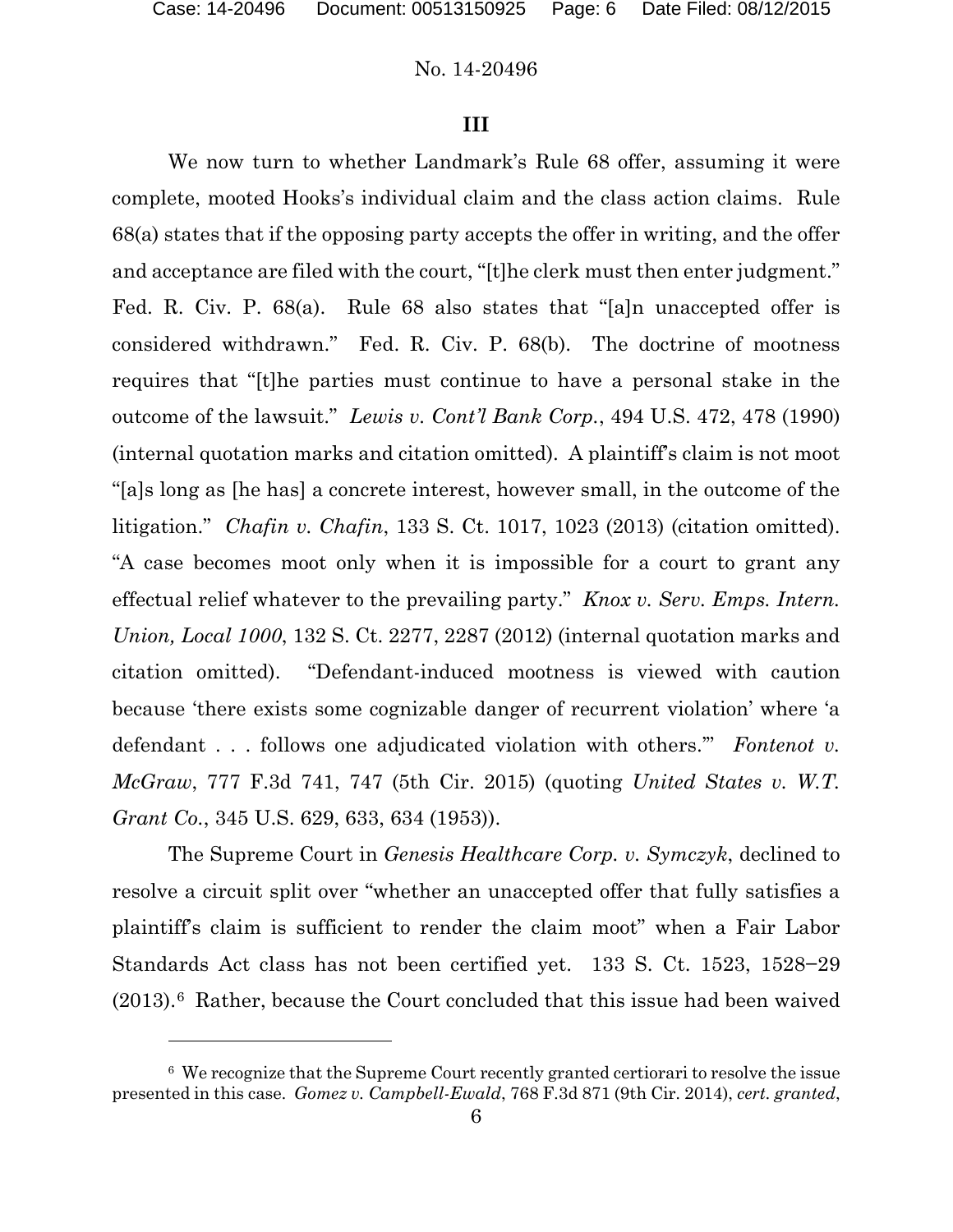## III

We now turn to whether Landmark's Rule 68 offer, assuming it were complete, mooted Hooks's individual claim and the class action claims. Rule 68(a) states that if the opposing party accepts the offer in writing, and the offer and acceptance are filed with the court, "[t]he clerk must then enter judgment." Fed. R. Civ. P. 68(a). Rule 68 also states that "[a]n unaccepted offer is considered withdrawn." Fed. R. Civ. P. 68(b). The doctrine of mootness requires that "[t]he parties must continue to have a personal stake in the outcome of the lawsuit." *Lewis v. Cont'l Bank Corp.*, 494 U.S. 472, 478 (1990) (internal quotation marks and citation omitted). A plaintiff's claim is not moot "[a]s long as [he has] a concrete interest, however small, in the outcome of the litigation." *Chafin v. Chafin*, 133 S. Ct. 1017, 1023 (2013) (citation omitted). "A case becomes moot only when it is impossible for a court to grant any effectual relief whatever to the prevailing party." *Knox v. Serv. Emps. Intern. Union, Local 1000*, 132 S. Ct. 2277, 2287 (2012) (internal quotation marks and citation omitted). "Defendant-induced mootness is viewed with caution because 'there exists some cognizable danger of recurrent violation' where 'a defendant . . . follows one adjudicated violation with others.'" *Fontenot v. McGraw*, 777 F.3d 741, 747 (5th Cir. 2015) (quoting *United States v. W.T. Grant Co.*, 345 U.S. 629, 633, 634 (1953)).

The Supreme Court in *Genesis Healthcare Corp. v. Symczyk*, declined to resolve a circuit split over "whether an unaccepted offer that fully satisfies a plaintiff's claim is sufficient to render the claim moot" when a Fair Labor Standards Act class has not been certified yet. 133 S. Ct. 1523, 1528–29 (2013).[6] Rather, because the Court concluded that this issue had been waived

---

[6] We recognize that the Supreme Court recently granted certiorari to resolve the issue presented in this case. *Gomez v. Campbell-Ewald*, 768 F.3d 871 (9th Cir. 2014), *cert. granted*,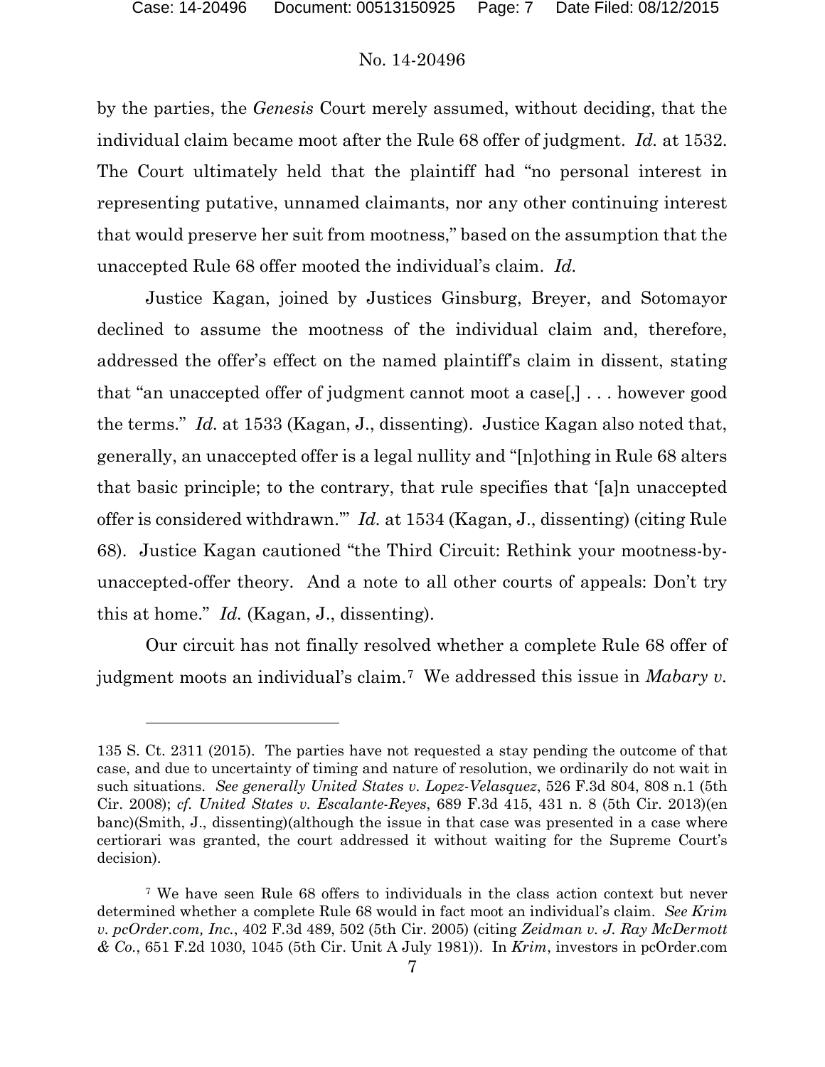by the parties, the *Genesis* Court merely assumed, without deciding, that the individual claim became moot after the Rule 68 offer of judgment. *Id.* at 1532. The Court ultimately held that the plaintiff had "no personal interest in representing putative, unnamed claimants, nor any other continuing interest that would preserve her suit from mootness," based on the assumption that the unaccepted Rule 68 offer mooted the individual's claim. *Id.*

Justice Kagan, joined by Justices Ginsburg, Breyer, and Sotomayor declined to assume the mootness of the individual claim and, therefore, addressed the offer's effect on the named plaintiff's claim in dissent, stating that "an unaccepted offer of judgment cannot moot a case[,] . . . however good the terms." *Id.* at 1533 (Kagan, J., dissenting). Justice Kagan also noted that, generally, an unaccepted offer is a legal nullity and "[n]othing in Rule 68 alters that basic principle; to the contrary, that rule specifies that '[a]n unaccepted offer is considered withdrawn.'" *Id.* at 1534 (Kagan, J., dissenting) (citing Rule 68). Justice Kagan cautioned "the Third Circuit: Rethink your mootness-by-unaccepted-offer theory. And a note to all other courts of appeals: Don't try this at home." *Id.* (Kagan, J., dissenting).

Our circuit has not finally resolved whether a complete Rule 68 offer of judgment moots an individual's claim.[7] We addressed this issue in *Mabary v.*

---

135 S. Ct. 2311 (2015). The parties have not requested a stay pending the outcome of that case, and due to uncertainty of timing and nature of resolution, we ordinarily do not wait in such situations. *See generally United States v. Lopez-Velasquez*, 526 F.3d 804, 808 n.1 (5th Cir. 2008); *cf. United States v. Escalante-Reyes*, 689 F.3d 415, 431 n. 8 (5th Cir. 2013)(en banc)(Smith, J., dissenting)(although the issue in that case was presented in a case where certiorari was granted, the court addressed it without waiting for the Supreme Court's decision).

[7] We have seen Rule 68 offers to individuals in the class action context but never determined whether a complete Rule 68 would in fact moot an individual's claim. *See Krim v. pcOrder.com, Inc.*, 402 F.3d 489, 502 (5th Cir. 2005) (citing *Zeidman v. J. Ray McDermott & Co.*, 651 F.2d 1030, 1045 (5th Cir. Unit A July 1981)). In *Krim*, investors in pcOrder.com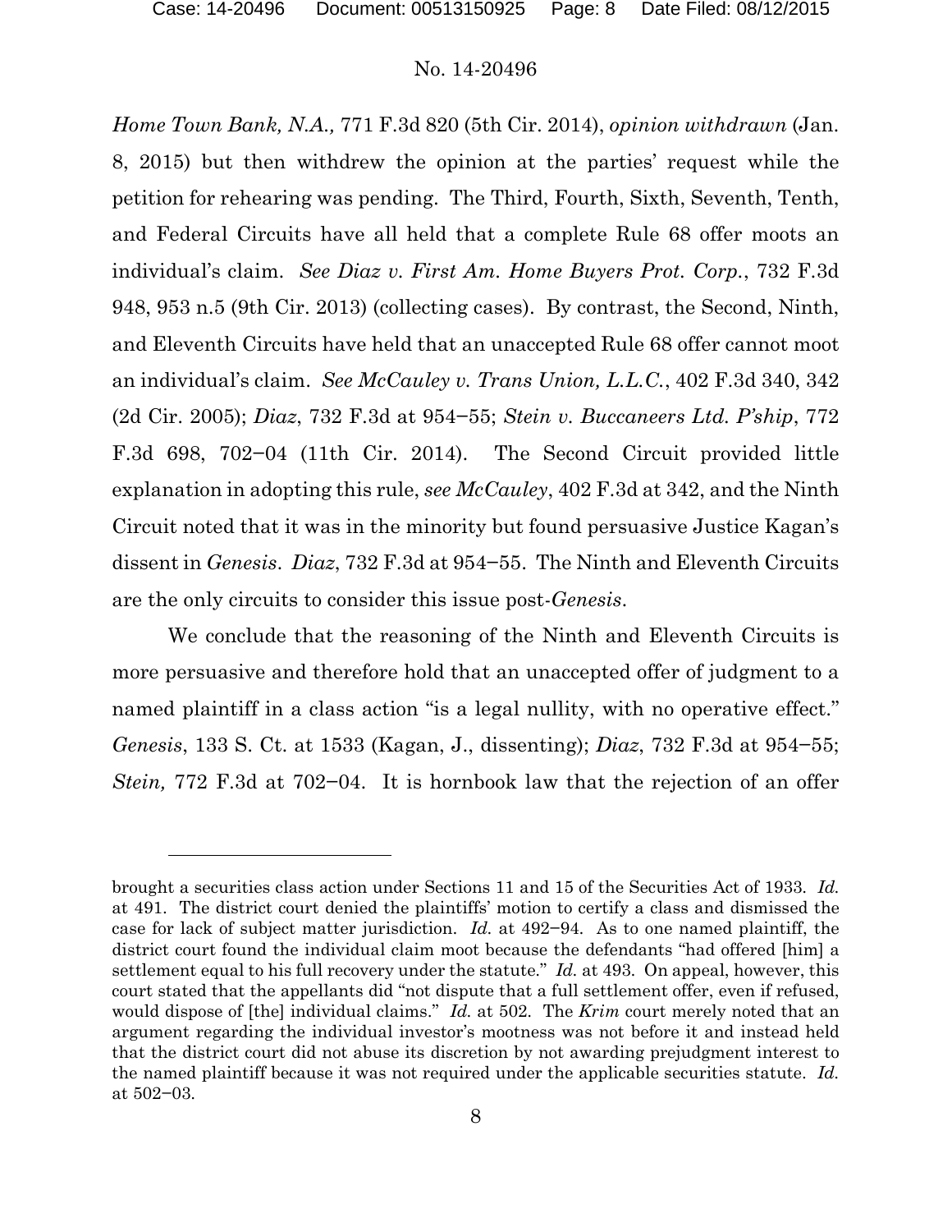*Home Town Bank, N.A.*, 771 F.3d 820 (5th Cir. 2014), *opinion withdrawn* (Jan. 8, 2015) but then withdrew the opinion at the parties' request while the petition for rehearing was pending. The Third, Fourth, Sixth, Seventh, Tenth, and Federal Circuits have all held that a complete Rule 68 offer moots an individual's claim. *See Diaz v. First Am. Home Buyers Prot. Corp.*, 732 F.3d 948, 953 n.5 (9th Cir. 2013) (collecting cases). By contrast, the Second, Ninth, and Eleventh Circuits have held that an unaccepted Rule 68 offer cannot moot an individual's claim. *See McCauley v. Trans Union, L.L.C.*, 402 F.3d 340, 342 (2d Cir. 2005); *Diaz*, 732 F.3d at 954–55; *Stein v. Buccaneers Ltd. P'ship*, 772 F.3d 698, 702–04 (11th Cir. 2014). The Second Circuit provided little explanation in adopting this rule, *see McCauley*, 402 F.3d at 342, and the Ninth Circuit noted that it was in the minority but found persuasive Justice Kagan's dissent in *Genesis*. *Diaz*, 732 F.3d at 954–55. The Ninth and Eleventh Circuits are the only circuits to consider this issue post-*Genesis*.

We conclude that the reasoning of the Ninth and Eleventh Circuits is more persuasive and therefore hold that an unaccepted offer of judgment to a named plaintiff in a class action "is a legal nullity, with no operative effect." *Genesis*, 133 S. Ct. at 1533 (Kagan, J., dissenting); *Diaz*, 732 F.3d at 954–55; *Stein,* 772 F.3d at 702–04. It is hornbook law that the rejection of an offer

---

brought a securities class action under Sections 11 and 15 of the Securities Act of 1933. *Id.* at 491. The district court denied the plaintiffs' motion to certify a class and dismissed the case for lack of subject matter jurisdiction. *Id.* at 492–94. As to one named plaintiff, the district court found the individual claim moot because the defendants "had offered [him] a settlement equal to his full recovery under the statute." *Id.* at 493. On appeal, however, this court stated that the appellants did "not dispute that a full settlement offer, even if refused, would dispose of [the] individual claims." *Id.* at 502. The *Krim* court merely noted that an argument regarding the individual investor's mootness was not before it and instead held that the district court did not abuse its discretion by not awarding prejudgment interest to the named plaintiff because it was not required under the applicable securities statute. *Id.* at 502–03.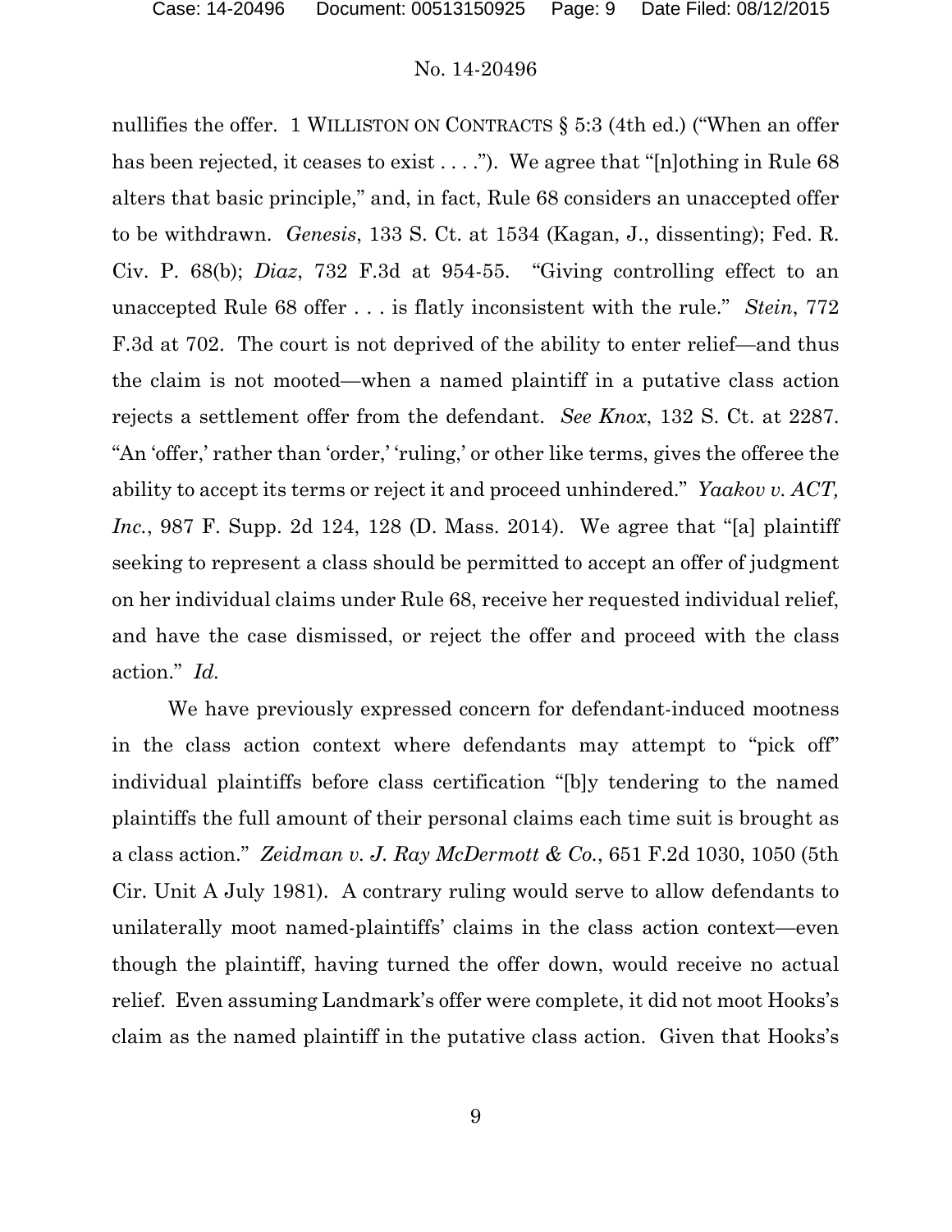nullifies the offer. 1 WILLISTON ON CONTRACTS § 5:3 (4th ed.) ("When an offer has been rejected, it ceases to exist . . . ."). We agree that "[n]othing in Rule 68 alters that basic principle," and, in fact, Rule 68 considers an unaccepted offer to be withdrawn. *Genesis*, 133 S. Ct. at 1534 (Kagan, J., dissenting); Fed. R. Civ. P. 68(b); *Diaz*, 732 F.3d at 954-55. "Giving controlling effect to an unaccepted Rule 68 offer . . . is flatly inconsistent with the rule." *Stein*, 772 F.3d at 702. The court is not deprived of the ability to enter relief—and thus the claim is not mooted—when a named plaintiff in a putative class action rejects a settlement offer from the defendant. *See Knox*, 132 S. Ct. at 2287. "An 'offer,' rather than 'order,' 'ruling,' or other like terms, gives the offeree the ability to accept its terms or reject it and proceed unhindered." *Yaakov v. ACT, Inc.*, 987 F. Supp. 2d 124, 128 (D. Mass. 2014). We agree that "[a] plaintiff seeking to represent a class should be permitted to accept an offer of judgment on her individual claims under Rule 68, receive her requested individual relief, and have the case dismissed, or reject the offer and proceed with the class action." *Id.*

We have previously expressed concern for defendant-induced mootness in the class action context where defendants may attempt to "pick off" individual plaintiffs before class certification "[b]y tendering to the named plaintiffs the full amount of their personal claims each time suit is brought as a class action." *Zeidman v. J. Ray McDermott & Co.*, 651 F.2d 1030, 1050 (5th Cir. Unit A July 1981). A contrary ruling would serve to allow defendants to unilaterally moot named-plaintiffs' claims in the class action context—even though the plaintiff, having turned the offer down, would receive no actual relief. Even assuming Landmark's offer were complete, it did not moot Hooks's claim as the named plaintiff in the putative class action. Given that Hooks's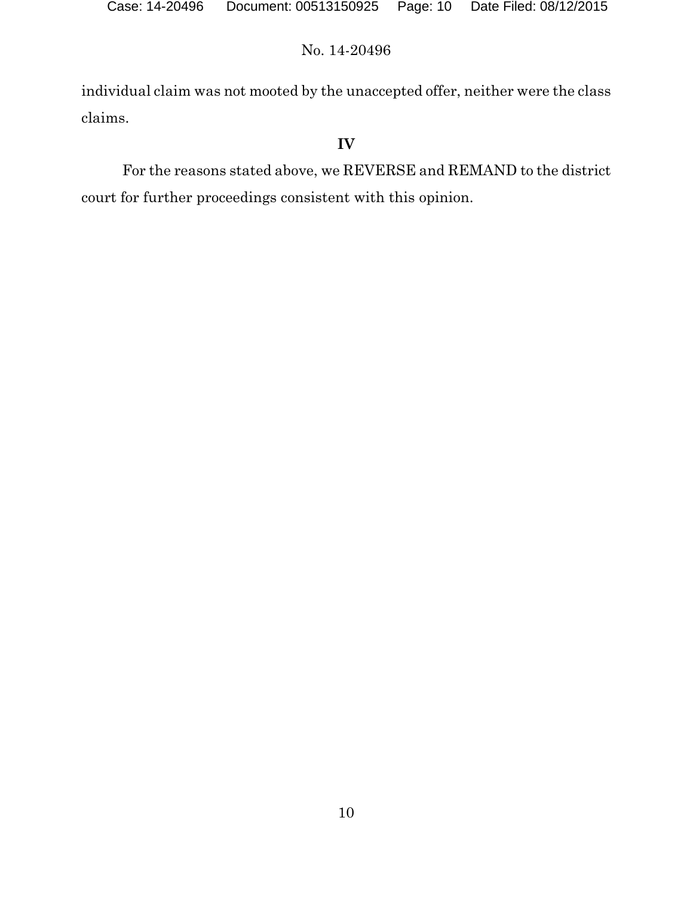individual claim was not mooted by the unaccepted offer, neither were the class claims.

## IV

For the reasons stated above, we REVERSE and REMAND to the district court for further proceedings consistent with this opinion.